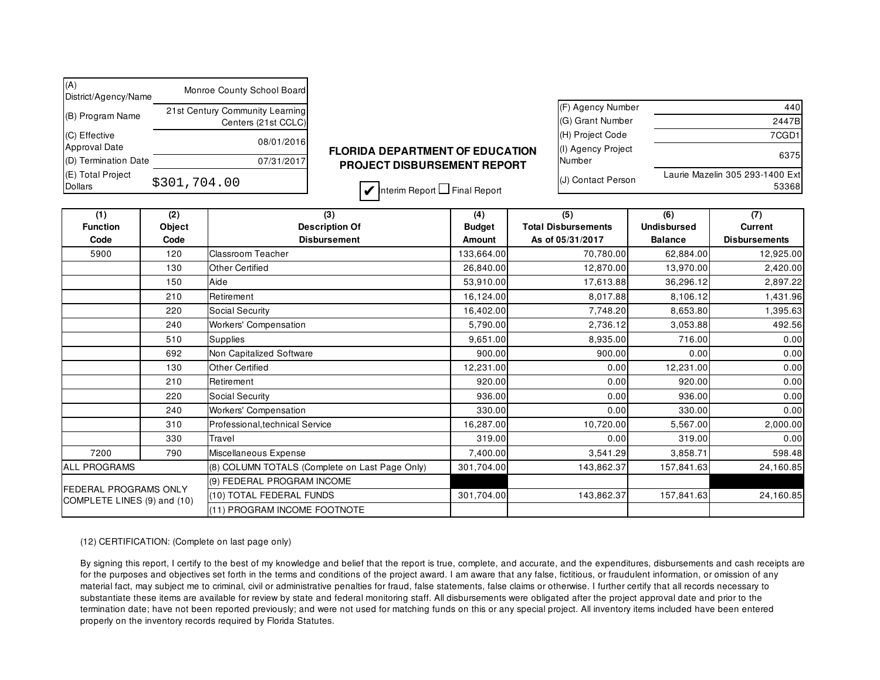| | |
|---|---|
| (A) District/Agency/Name | Monroe County School Board |
| (B) Program Name | 21st Century Community Learning Centers (21st CCLC) |
| (C) Effective Approval Date | 08/01/2016 |
| (D) Termination Date | 07/31/2017 |
| (E) Total Project Dollars | $301,704.00 |

# FLORIDA DEPARTMENT OF EDUCATION
## PROJECT DISBURSEMENT REPORT

☑ Interim Report ☐ Final Report

| | |
|---|---|
| (F) Agency Number | 440 |
| (G) Grant Number | 2447B |
| (H) Project Code | 7CGD1 |
| (I) Agency Project Number | 6375 |
| (J) Contact Person | Laurie Mazelin 305 293-1400 Ext 53368 |

| (1) Function Code | (2) Object Code | (3) Description Of Disbursement | (4) Budget Amount | (5) Total Disbursements As of 05/31/2017 | (6) Undisbursed Balance | (7) Current Disbursements |
|---|---|---|---|---|---|---|
| 5900 | 120 | Classroom Teacher | 133,664.00 | 70,780.00 | 62,884.00 | 12,925.00 |
| | 130 | Other Certified | 26,840.00 | 12,870.00 | 13,970.00 | 2,420.00 |
| | 150 | Aide | 53,910.00 | 17,613.88 | 36,296.12 | 2,897.22 |
| | 210 | Retirement | 16,124.00 | 8,017.88 | 8,106.12 | 1,431.96 |
| | 220 | Social Security | 16,402.00 | 7,748.20 | 8,653.80 | 1,395.63 |
| | 240 | Workers' Compensation | 5,790.00 | 2,736.12 | 3,053.88 | 492.56 |
| | 510 | Supplies | 9,651.00 | 8,935.00 | 716.00 | 0.00 |
| | 692 | Non Capitalized Software | 900.00 | 900.00 | 0.00 | 0.00 |
| | 130 | Other Certified | 12,231.00 | 0.00 | 12,231.00 | 0.00 |
| | 210 | Retirement | 920.00 | 0.00 | 920.00 | 0.00 |
| | 220 | Social Security | 936.00 | 0.00 | 936.00 | 0.00 |
| | 240 | Workers' Compensation | 330.00 | 0.00 | 330.00 | 0.00 |
| | 310 | Professional,technical Service | 16,287.00 | 10,720.00 | 5,567.00 | 2,000.00 |
| | 330 | Travel | 319.00 | 0.00 | 319.00 | 0.00 |
| 7200 | 790 | Miscellaneous Expense | 7,400.00 | 3,541.29 | 3,858.71 | 598.48 |
| ALL PROGRAMS | | (8) COLUMN TOTALS (Complete on Last Page Only) | 301,704.00 | 143,862.37 | 157,841.63 | 24,160.85 |
| FEDERAL PROGRAMS ONLY COMPLETE LINES (9) and (10) | | (9) FEDERAL PROGRAM INCOME | | | | |
| | | (10) TOTAL FEDERAL FUNDS | 301,704.00 | 143,862.37 | 157,841.63 | 24,160.85 |
| | | (11) PROGRAM INCOME FOOTNOTE | | | | |

(12) CERTIFICATION: (Complete on last page only)

By signing this report, I certify to the best of my knowledge and belief that the report is true, complete, and accurate, and the expenditures, disbursements and cash receipts are for the purposes and objectives set forth in the terms and conditions of the project award. I am aware that any false, fictitious, or fraudulent information, or omission of any material fact, may subject me to criminal, civil or administrative penalties for fraud, false statements, false claims or otherwise. I further certify that all records necessary to substantiate these items are available for review by state and federal monitoring staff. All disbursements were obligated after the project approval date and prior to the termination date; have not been reported previously; and were not used for matching funds on this or any special project. All inventory items included have been entered properly on the inventory records required by Florida Statutes.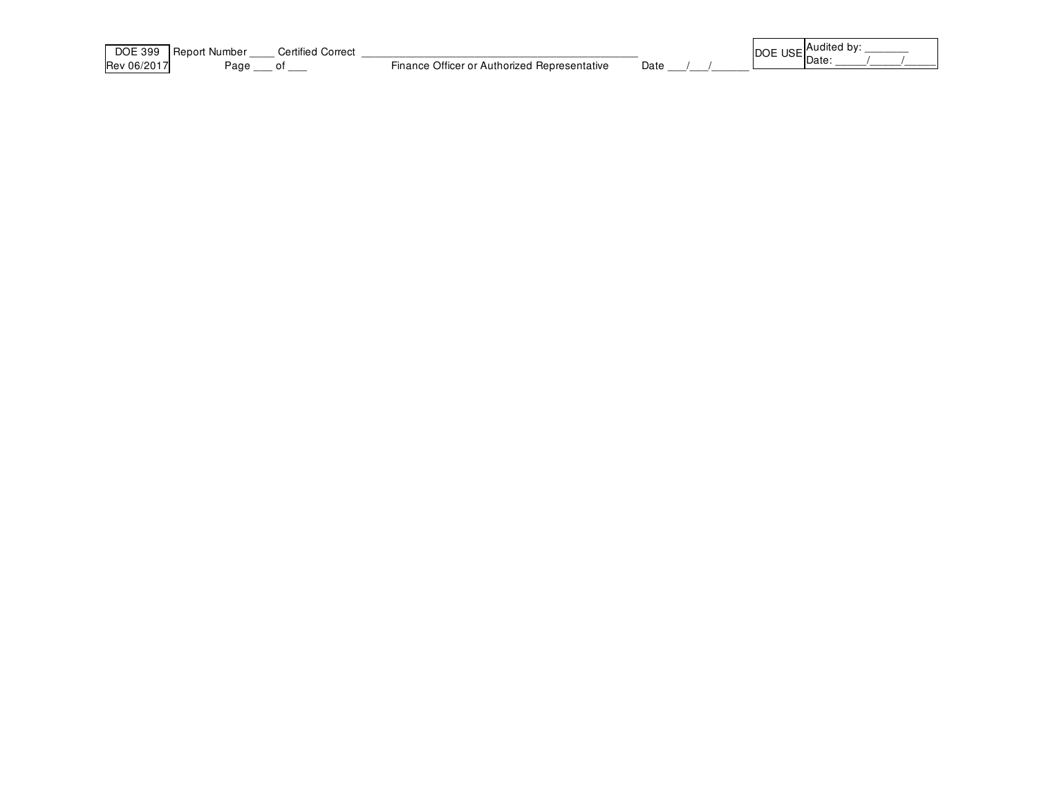| DOE 399<br>Rev 06/2017 | Report Number ____ Certified Correct _______________________________________________<br>Page ___ of ___ Finance Officer or Authorized Representative | Date ___/___/______ | DOE USE | Audited by: _______<br>Date: _____/_____/_____ |
|---|---|---|---|---|